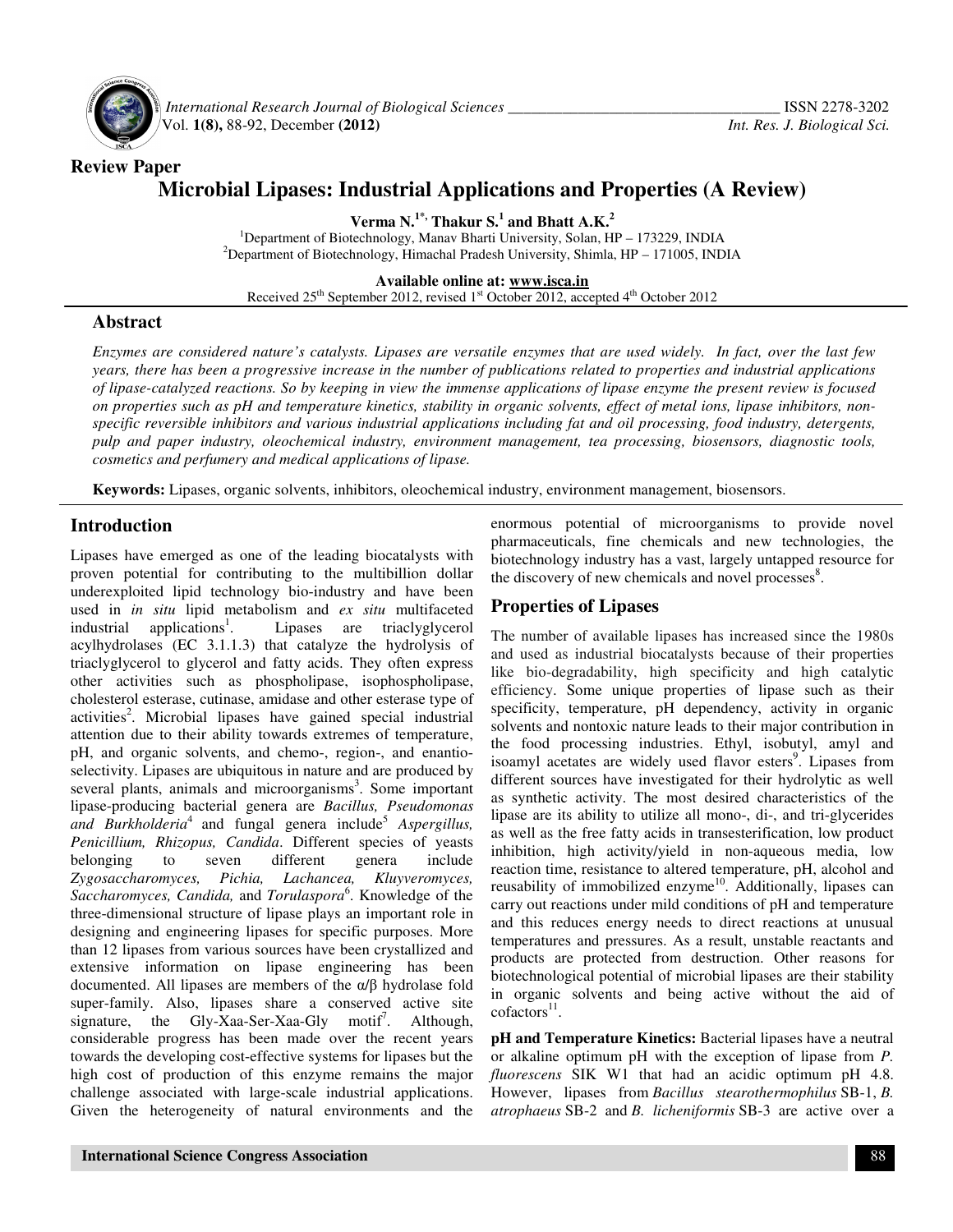**Review Paper**

# Microbial Lipases: Industrial Applications and Properties (A Review)

**Verma N.[1*], Thakur S.[1] and Bhatt A.K.[2]**

[1]Department of Biotechnology, Manav Bharti University, Solan, HP – 173229, INDIA
[2]Department of Biotechnology, Himachal Pradesh University, Shimla, HP – 171005, INDIA

**Available online at: www.isca.in**
Received 25th September 2012, revised 1st October 2012, accepted 4th October 2012

## Abstract

*Enzymes are considered nature's catalysts. Lipases are versatile enzymes that are used widely. In fact, over the last few years, there has been a progressive increase in the number of publications related to properties and industrial applications of lipase-catalyzed reactions. So by keeping in view the immense applications of lipase enzyme the present review is focused on properties such as pH and temperature kinetics, stability in organic solvents, effect of metal ions, lipase inhibitors, non-specific reversible inhibitors and various industrial applications including fat and oil processing, food industry, detergents, pulp and paper industry, oleochemical industry, environment management, tea processing, biosensors, diagnostic tools, cosmetics and perfumery and medical applications of lipase.*

**Keywords:** Lipases, organic solvents, inhibitors, oleochemical industry, environment management, biosensors.

## Introduction

Lipases have emerged as one of the leading biocatalysts with proven potential for contributing to the multibillion dollar underexploited lipid technology bio-industry and have been used in *in situ* lipid metabolism and *ex situ* multifaceted industrial applications[1]. Lipases are triaclyglycerol acylhydrolases (EC 3.1.1.3) that catalyze the hydrolysis of triaclyglycerol to glycerol and fatty acids. They often express other activities such as phospholipase, isophospholipase, cholesterol esterase, cutinase, amidase and other esterase type of activities[2]. Microbial lipases have gained special industrial attention due to their ability towards extremes of temperature, pH, and organic solvents, and chemo-, region-, and enantio-selectivity. Lipases are ubiquitous in nature and are produced by several plants, animals and microorganisms[3]. Some important lipase-producing bacterial genera are *Bacillus, Pseudomonas and Burkholderia*[4] and fungal genera include[5] *Aspergillus, Penicillium, Rhizopus, Candida*. Different species of yeasts belonging to seven different genera include *Zygosaccharomyces, Pichia, Lachancea, Kluyveromyces, Saccharomyces, Candida,* and *Torulaspora*[6]. Knowledge of the three-dimensional structure of lipase plays an important role in designing and engineering lipases for specific purposes. More than 12 lipases from various sources have been crystallized and extensive information on lipase engineering has been documented. All lipases are members of the α/β hydrolase fold super-family. Also, lipases share a conserved active site signature, the Gly-Xaa-Ser-Xaa-Gly motif[7]. Although, considerable progress has been made over the recent years towards the developing cost-effective systems for lipases but the high cost of production of this enzyme remains the major challenge associated with large-scale industrial applications. Given the heterogeneity of natural environments and the enormous potential of microorganisms to provide novel pharmaceuticals, fine chemicals and new technologies, the biotechnology industry has a vast, largely untapped resource for the discovery of new chemicals and novel processes[8].

## Properties of Lipases

The number of available lipases has increased since the 1980s and used as industrial biocatalysts because of their properties like bio-degradability, high specificity and high catalytic efficiency. Some unique properties of lipase such as their specificity, temperature, pH dependency, activity in organic solvents and nontoxic nature leads to their major contribution in the food processing industries. Ethyl, isobutyl, amyl and isoamyl acetates are widely used flavor esters[9]. Lipases from different sources have investigated for their hydrolytic as well as synthetic activity. The most desired characteristics of the lipase are its ability to utilize all mono-, di-, and tri-glycerides as well as the free fatty acids in transesterification, low product inhibition, high activity/yield in non-aqueous media, low reaction time, resistance to altered temperature, pH, alcohol and reusability of immobilized enzyme[10]. Additionally, lipases can carry out reactions under mild conditions of pH and temperature and this reduces energy needs to direct reactions at unusual temperatures and pressures. As a result, unstable reactants and products are protected from destruction. Other reasons for biotechnological potential of microbial lipases are their stability in organic solvents and being active without the aid of cofactors[11].

**pH and Temperature Kinetics:** Bacterial lipases have a neutral or alkaline optimum pH with the exception of lipase from *P. fluorescens* SIK W1 that had an acidic optimum pH 4.8. However, lipases from *Bacillus stearothermophilus* SB-1, *B. atrophaeus* SB-2 and *B. licheniformis* SB-3 are active over a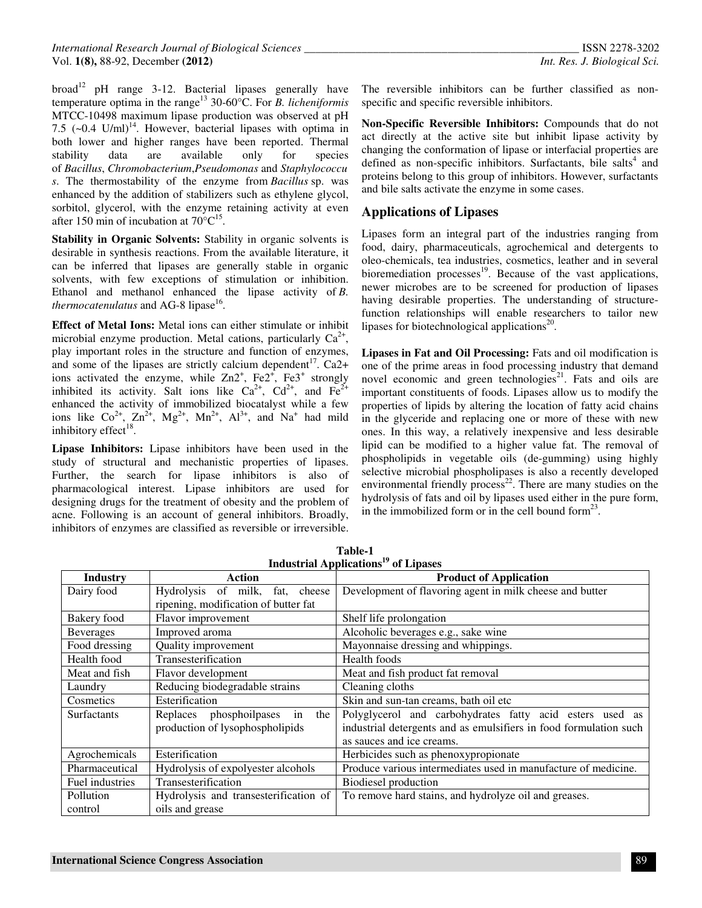broad[12] pH range 3-12. Bacterial lipases generally have temperature optima in the range[13] 30-60°C. For *B. licheniformis* MTCC-10498 maximum lipase production was observed at pH 7.5 (~0.4 U/ml)[14]. However, bacterial lipases with optima in both lower and higher ranges have been reported. Thermal stability data are available only for species of *Bacillus*, *Chromobacterium*, *Pseudomonas* and *Staphylococcus*. The thermostability of the enzyme from *Bacillus* sp. was enhanced by the addition of stabilizers such as ethylene glycol, sorbitol, glycerol, with the enzyme retaining activity at even after 150 min of incubation at 70°C[15].

**Stability in Organic Solvents:** Stability in organic solvents is desirable in synthesis reactions. From the available literature, it can be inferred that lipases are generally stable in organic solvents, with few exceptions of stimulation or inhibition. Ethanol and methanol enhanced the lipase activity of *B. thermocatenulatus* and AG-8 lipase[16].

**Effect of Metal Ions:** Metal ions can either stimulate or inhibit microbial enzyme production. Metal cations, particularly $Ca^{2+}$, play important roles in the structure and function of enzymes, and some of the lipases are strictly calcium dependent[17]. Ca2+ ions activated the enzyme, while $Zn2^{+}$, $Fe2^{+}$, $Fe3^{+}$ strongly inhibited its activity. Salt ions like $Ca^{2+}$, $Cd^{2+}$, and $Fe^{2+}$ enhanced the activity of immobilized biocatalyst while a few ions like $Co^{2+}$, $Zn^{2+}$, $Mg^{2+}$, $Mn^{2+}$, $Al^{3+}$, and $Na^{+}$ had mild inhibitory effect[18].

**Lipase Inhibitors:** Lipase inhibitors have been used in the study of structural and mechanistic properties of lipases. Further, the search for lipase inhibitors is also of pharmacological interest. Lipase inhibitors are used for designing drugs for the treatment of obesity and the problem of acne. Following is an account of general inhibitors. Broadly, inhibitors of enzymes are classified as reversible or irreversible. The reversible inhibitors can be further classified as non-specific and specific reversible inhibitors.

**Non-Specific Reversible Inhibitors:** Compounds that do not act directly at the active site but inhibit lipase activity by changing the conformation of lipase or interfacial properties are defined as non-specific inhibitors. Surfactants, bile salts[4] and proteins belong to this group of inhibitors. However, surfactants and bile salts activate the enzyme in some cases.

## Applications of Lipases

Lipases form an integral part of the industries ranging from food, dairy, pharmaceuticals, agrochemical and detergents to oleo-chemicals, tea industries, cosmetics, leather and in several bioremediation processes[19]. Because of the vast applications, newer microbes are to be screened for production of lipases having desirable properties. The understanding of structure-function relationships will enable researchers to tailor new lipases for biotechnological applications[20].

**Lipases in Fat and Oil Processing:** Fats and oil modification is one of the prime areas in food processing industry that demand novel economic and green technologies[21]. Fats and oils are important constituents of foods. Lipases allow us to modify the properties of lipids by altering the location of fatty acid chains in the glyceride and replacing one or more of these with new ones. In this way, a relatively inexpensive and less desirable lipid can be modified to a higher value fat. The removal of phospholipids in vegetable oils (de-gumming) using highly selective microbial phospholipases is also a recently developed environmental friendly process[22]. There are many studies on the hydrolysis of fats and oil by lipases used either in the pure form, in the immobilized form or in the cell bound form[23].

**Table-1**
**Industrial Applications[19] of Lipases**

| Industry | Action | Product of Application |
|---|---|---|
| Dairy food | Hydrolysis of milk, fat, cheese ripening, modification of butter fat | Development of flavoring agent in milk cheese and butter |
| Bakery food | Flavor improvement | Shelf life prolongation |
| Beverages | Improved aroma | Alcoholic beverages e.g., sake wine |
| Food dressing | Quality improvement | Mayonnaise dressing and whippings. |
| Health food | Transesterification | Health foods |
| Meat and fish | Flavor development | Meat and fish product fat removal |
| Laundry | Reducing biodegradable strains | Cleaning cloths |
| Cosmetics | Esterification | Skin and sun-tan creams, bath oil etc |
| Surfactants | Replaces phosphoilpases in the production of lysophospholipids | Polyglycerol and carbohydrates fatty acid esters used as industrial detergents and as emulsifiers in food formulation such as sauces and ice creams. |
| Agrochemicals | Esterification | Herbicides such as phenoxypropionate |
| Pharmaceutical | Hydrolysis of expolyester alcohols | Produce various intermediates used in manufacture of medicine. |
| Fuel industries | Transesterification | Biodiesel production |
| Pollution control | Hydrolysis and transesterification of oils and grease | To remove hard stains, and hydrolyze oil and greases. |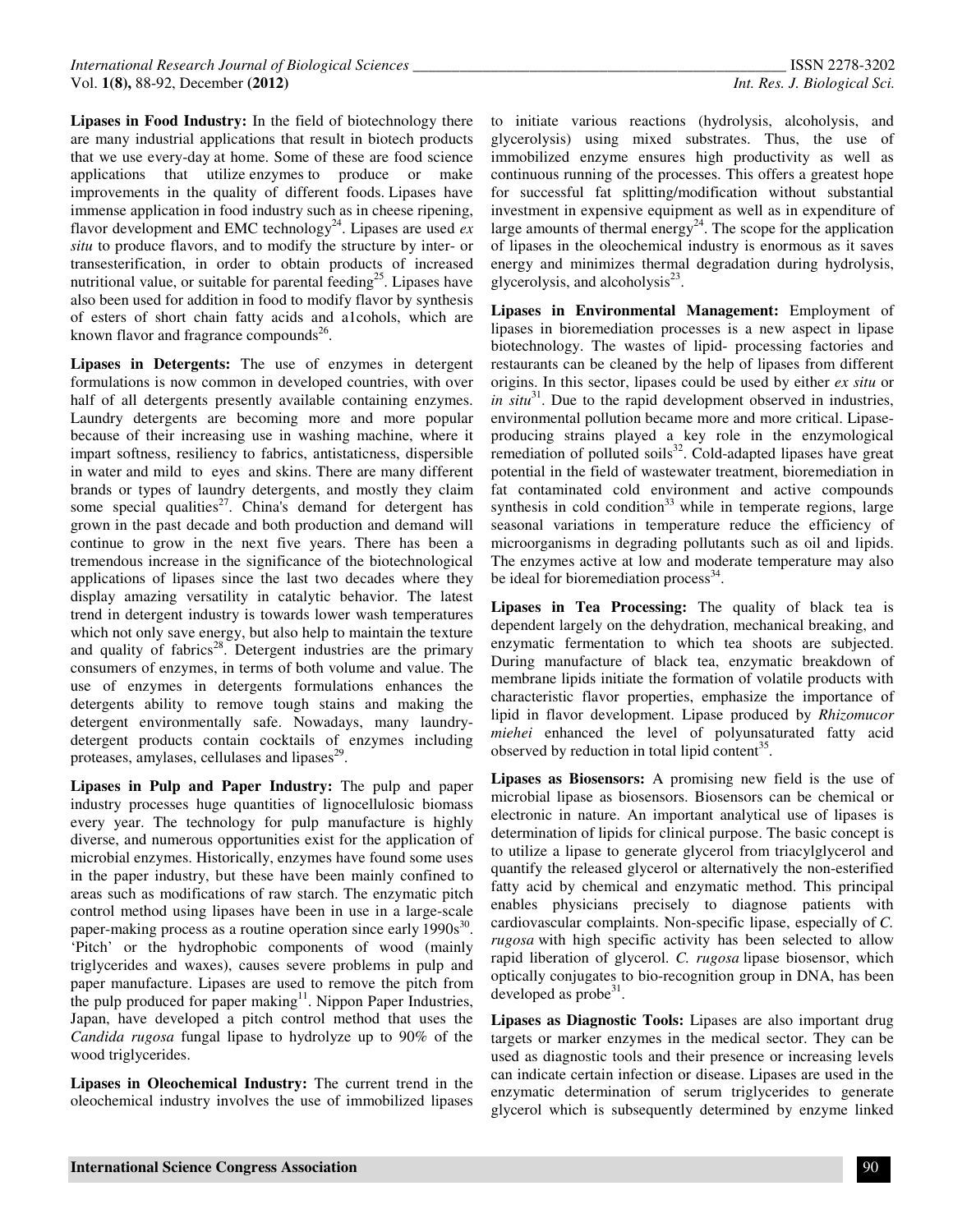**Lipases in Food Industry:** In the field of biotechnology there are many industrial applications that result in biotech products that we use every-day at home. Some of these are food science applications that utilize enzymes to produce or make improvements in the quality of different foods. Lipases have immense application in food industry such as in cheese ripening, flavor development and EMC technology[24]. Lipases are used *ex situ* to produce flavors, and to modify the structure by inter- or transesterification, in order to obtain products of increased nutritional value, or suitable for parental feeding[25]. Lipases have also been used for addition in food to modify flavor by synthesis of esters of short chain fatty acids and a1cohols, which are known flavor and fragrance compounds[26].

**Lipases in Detergents:** The use of enzymes in detergent formulations is now common in developed countries, with over half of all detergents presently available containing enzymes. Laundry detergents are becoming more and more popular because of their increasing use in washing machine, where it impart softness, resiliency to fabrics, antistaticness, dispersible in water and mild to eyes and skins. There are many different brands or types of laundry detergents, and mostly they claim some special qualities[27]. China's demand for detergent has grown in the past decade and both production and demand will continue to grow in the next five years. There has been a tremendous increase in the significance of the biotechnological applications of lipases since the last two decades where they display amazing versatility in catalytic behavior. The latest trend in detergent industry is towards lower wash temperatures which not only save energy, but also help to maintain the texture and quality of fabrics[28]. Detergent industries are the primary consumers of enzymes, in terms of both volume and value. The use of enzymes in detergents formulations enhances the detergents ability to remove tough stains and making the detergent environmentally safe. Nowadays, many laundry-detergent products contain cocktails of enzymes including proteases, amylases, cellulases and lipases[29].

**Lipases in Pulp and Paper Industry:** The pulp and paper industry processes huge quantities of lignocellulosic biomass every year. The technology for pulp manufacture is highly diverse, and numerous opportunities exist for the application of microbial enzymes. Historically, enzymes have found some uses in the paper industry, but these have been mainly confined to areas such as modifications of raw starch. The enzymatic pitch control method using lipases have been in use in a large-scale paper-making process as a routine operation since early 1990s[30]. 'Pitch' or the hydrophobic components of wood (mainly triglycerides and waxes), causes severe problems in pulp and paper manufacture. Lipases are used to remove the pitch from the pulp produced for paper making[11]. Nippon Paper Industries, Japan, have developed a pitch control method that uses the *Candida rugosa* fungal lipase to hydrolyze up to 90% of the wood triglycerides.

**Lipases in Oleochemical Industry:** The current trend in the oleochemical industry involves the use of immobilized lipases to initiate various reactions (hydrolysis, alcoholysis, and glycerolysis) using mixed substrates. Thus, the use of immobilized enzyme ensures high productivity as well as continuous running of the processes. This offers a greatest hope for successful fat splitting/modification without substantial investment in expensive equipment as well as in expenditure of large amounts of thermal energy[24]. The scope for the application of lipases in the oleochemical industry is enormous as it saves energy and minimizes thermal degradation during hydrolysis, glycerolysis, and alcoholysis[23].

**Lipases in Environmental Management:** Employment of lipases in bioremediation processes is a new aspect in lipase biotechnology. The wastes of lipid- processing factories and restaurants can be cleaned by the help of lipases from different origins. In this sector, lipases could be used by either *ex situ* or *in situ*[31]. Due to the rapid development observed in industries, environmental pollution became more and more critical. Lipase-producing strains played a key role in the enzymological remediation of polluted soils[32]. Cold-adapted lipases have great potential in the field of wastewater treatment, bioremediation in fat contaminated cold environment and active compounds synthesis in cold condition[33] while in temperate regions, large seasonal variations in temperature reduce the efficiency of microorganisms in degrading pollutants such as oil and lipids. The enzymes active at low and moderate temperature may also be ideal for bioremediation process[34].

**Lipases in Tea Processing:** The quality of black tea is dependent largely on the dehydration, mechanical breaking, and enzymatic fermentation to which tea shoots are subjected. During manufacture of black tea, enzymatic breakdown of membrane lipids initiate the formation of volatile products with characteristic flavor properties, emphasize the importance of lipid in flavor development. Lipase produced by *Rhizomucor miehei* enhanced the level of polyunsaturated fatty acid observed by reduction in total lipid content[35].

**Lipases as Biosensors:** A promising new field is the use of microbial lipase as biosensors. Biosensors can be chemical or electronic in nature. An important analytical use of lipases is determination of lipids for clinical purpose. The basic concept is to utilize a lipase to generate glycerol from triacylglycerol and quantify the released glycerol or alternatively the non-esterified fatty acid by chemical and enzymatic method. This principal enables physicians precisely to diagnose patients with cardiovascular complaints. Non-specific lipase, especially of *C. rugosa* with high specific activity has been selected to allow rapid liberation of glycerol. *C. rugosa* lipase biosensor, which optically conjugates to bio-recognition group in DNA, has been developed as probe[31].

**Lipases as Diagnostic Tools:** Lipases are also important drug targets or marker enzymes in the medical sector. They can be used as diagnostic tools and their presence or increasing levels can indicate certain infection or disease. Lipases are used in the enzymatic determination of serum triglycerides to generate glycerol which is subsequently determined by enzyme linked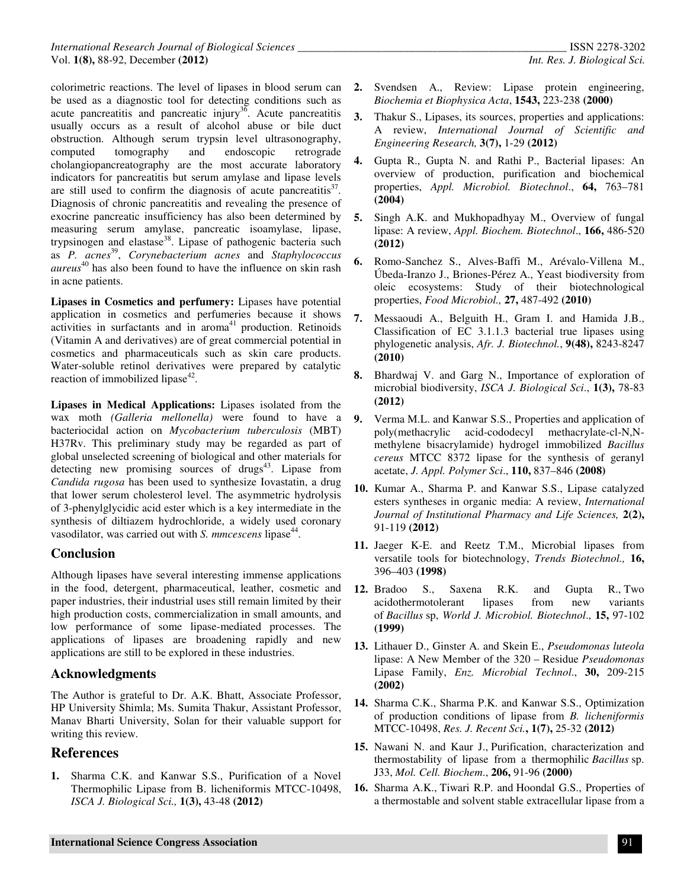colorimetric reactions. The level of lipases in blood serum can be used as a diagnostic tool for detecting conditions such as acute pancreatitis and pancreatic injury[36]. Acute pancreatitis usually occurs as a result of alcohol abuse or bile duct obstruction. Although serum trypsin level ultrasonography, computed tomography and endoscopic retrograde cholangiopancreatography are the most accurate laboratory indicators for pancreatitis but serum amylase and lipase levels are still used to confirm the diagnosis of acute pancreatitis[37]. Diagnosis of chronic pancreatitis and revealing the presence of exocrine pancreatic insufficiency has also been determined by measuring serum amylase, pancreatic isoamylase, lipase, trypsinogen and elastase[38]. Lipase of pathogenic bacteria such as *P. acnes*[39], *Corynebacterium acnes* and *Staphylococcus aureus*[40] has also been found to have the influence on skin rash in acne patients.

**Lipases in Cosmetics and perfumery:** Lipases have potential application in cosmetics and perfumeries because it shows activities in surfactants and in aroma[41] production. Retinoids (Vitamin A and derivatives) are of great commercial potential in cosmetics and pharmaceuticals such as skin care products. Water-soluble retinol derivatives were prepared by catalytic reaction of immobilized lipase[42].

**Lipases in Medical Applications:** Lipases isolated from the wax moth *(Galleria mellonella)* were found to have a bacteriocidal action on *Mycobacterium tuberculosis* (MBT) H37Rv. This preliminary study may be regarded as part of global unselected screening of biological and other materials for detecting new promising sources of drugs[43]. Lipase from *Candida rugosa* has been used to synthesize Iovastatin, a drug that lower serum cholesterol level. The asymmetric hydrolysis of 3-phenylglycidic acid ester which is a key intermediate in the synthesis of diltiazem hydrochloride, a widely used coronary vasodilator, was carried out with *S. mmcescens* lipase[44].

## Conclusion

Although lipases have several interesting immense applications in the food, detergent, pharmaceutical, leather, cosmetic and paper industries, their industrial uses still remain limited by their high production costs, commercialization in small amounts, and low performance of some lipase-mediated processes. The applications of lipases are broadening rapidly and new applications are still to be explored in these industries.

## Acknowledgments

The Author is grateful to Dr. A.K. Bhatt, Associate Professor, HP University Shimla; Ms. Sumita Thakur, Assistant Professor, Manav Bharti University, Solan for their valuable support for writing this review.

## References

1. Sharma C.K. and Kanwar S.S., Purification of a Novel Thermophilic Lipase from B. licheniformis MTCC-10498, *ISCA J. Biological Sci.,* **1(3),** 43-48 **(2012)**
2. Svendsen A., Review: Lipase protein engineering, *Biochemia et Biophysica Acta*, **1543,** 223-238 **(2000)**
3. Thakur S., Lipases, its sources, properties and applications: A review, *International Journal of Scientific and Engineering Research,* **3(7),** 1-29 **(2012)**
4. Gupta R., Gupta N. and Rathi P., Bacterial lipases: An overview of production, purification and biochemical properties, *Appl. Microbiol. Biotechnol*., **64,** 763–781 **(2004)**
5. Singh A.K. and Mukhopadhyay M., Overview of fungal lipase: A review, *Appl. Biochem. Biotechnol*., **166,** 486-520 **(2012)**
6. Romo-Sanchez S., Alves-Baffi M., Arévalo-Villena M., Úbeda-Iranzo J., Briones-Pérez A., Yeast biodiversity from oleic ecosystems: Study of their biotechnological properties, *Food Microbiol.,* **27,** 487-492 **(2010)**
7. Messaoudi A., Belguith H., Gram I. and Hamida J.B., Classification of EC 3.1.1.3 bacterial true lipases using phylogenetic analysis, *Afr. J. Biotechnol.*, **9(48),** 8243-8247 **(2010)**
8. Bhardwaj V. and Garg N., Importance of exploration of microbial biodiversity, *ISCA J. Biological Sci*., **1(3),** 78-83 **(2012)**
9. Verma M.L. and Kanwar S.S., Properties and application of poly(methacrylic acid-cododecyl methacrylate-cl-N,N-methylene bisacrylamide) hydrogel immobilized *Bacillus cereus* MTCC 8372 lipase for the synthesis of geranyl acetate, *J. Appl. Polymer Sci*., **110,** 837–846 **(2008)**
10. Kumar A., Sharma P. and Kanwar S.S., Lipase catalyzed esters syntheses in organic media: A review, *International Journal of Institutional Pharmacy and Life Sciences,* **2(2),** 91-119 **(2012)**
11. Jaeger K-E. and Reetz T.M., Microbial lipases from versatile tools for biotechnology, *Trends Biotechnol.,* **16,** 396–403 **(1998)**
12. Bradoo S., Saxena R.K. and Gupta R., Two acidothermotolerant lipases from new variants of *Bacillus* sp, *World J. Microbiol. Biotechnol*., **15,** 97-102 **(1999)**
13. Lithauer D., Ginster A. and Skein E., *Pseudomonas luteola* lipase: A New Member of the 320 – Residue *Pseudomonas* Lipase Family, *Enz. Microbial Technol*., **30,** 209-215 **(2002)**
14. Sharma C.K., Sharma P.K. and Kanwar S.S., Optimization of production conditions of lipase from *B. licheniformis* MTCC-10498, *Res. J. Recent Sci.***, 1(7),** 25-32 **(2012)**
15. Nawani N. and Kaur J., Purification, characterization and thermostability of lipase from a thermophilic *Bacillus* sp. J33, *Mol. Cell. Biochem*., **206,** 91-96 **(2000)**
16. Sharma A.K., Tiwari R.P. and Hoondal G.S., Properties of a thermostable and solvent stable extracellular lipase from a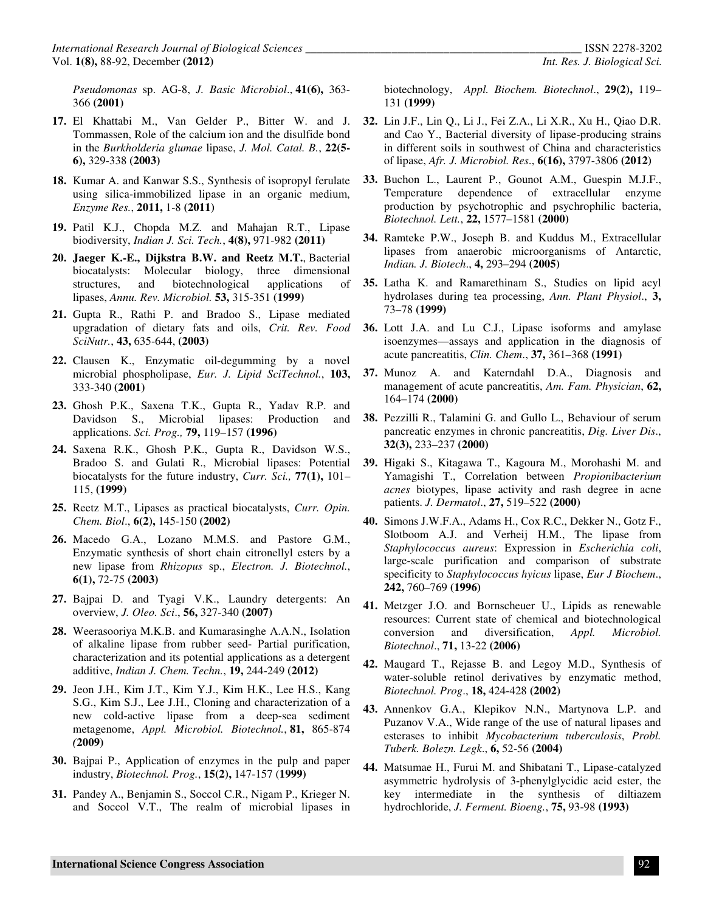*Pseudomonas* sp. AG-8, *J. Basic Microbiol*., **41(6),** 363-366 **(2001)**

17. El Khattabi M., Van Gelder P., Bitter W. and J. Tommassen, Role of the calcium ion and the disulfide bond in the *Burkholderia glumae* lipase, *J. Mol. Catal. B.*, **22(5-6),** 329-338 **(2003)**

18. Kumar A. and Kanwar S.S., Synthesis of isopropyl ferulate using silica-immobilized lipase in an organic medium, *Enzyme Res.*, **2011,** 1-8 **(2011)**

19. Patil K.J., Chopda M.Z. and Mahajan R.T., Lipase biodiversity, *Indian J. Sci. Tech.*, **4(8),** 971-982 **(2011)**

20. **Jaeger K.-E., Dijkstra B.W. and Reetz M.T.**, Bacterial biocatalysts: Molecular biology, three dimensional structures, and biotechnological applications of lipases, *Annu. Rev. Microbiol.* **53,** 315-351 **(1999)**

21. Gupta R., Rathi P. and Bradoo S., Lipase mediated upgradation of dietary fats and oils, *Crit. Rev. Food SciNutr.*, **43,** 635-644, **(2003)**

22. Clausen K., Enzymatic oil-degumming by a novel microbial phospholipase, *Eur. J. Lipid SciTechnol.*, **103,** 333-340 **(2001)**

23. Ghosh P.K., Saxena T.K., Gupta R., Yadav R.P. and Davidson S., Microbial lipases: Production and applications. *Sci. Prog.,* **79,** 119–157 **(1996)**

24. Saxena R.K., Ghosh P.K., Gupta R., Davidson W.S., Bradoo S. and Gulati R., Microbial lipases: Potential biocatalysts for the future industry, *Curr. Sci.,* **77(1),** 101–115, **(1999)**

25. Reetz M.T., Lipases as practical biocatalysts, *Curr. Opin. Chem. Biol*., **6(2),** 145-150 **(2002)**

26. Macedo G.A., Lozano M.M.S. and Pastore G.M., Enzymatic synthesis of short chain citronellyl esters by a new lipase from *Rhizopus* sp., *Electron. J. Biotechnol.*, **6(1),** 72-75 **(2003)**

27. Bajpai D. and Tyagi V.K., Laundry detergents: An overview, *J. Oleo. Sci*., **56,** 327-340 **(2007)**

28. Weerasooriya M.K.B. and Kumarasinghe A.A.N., Isolation of alkaline lipase from rubber seed- Partial purification, characterization and its potential applications as a detergent additive, *Indian J. Chem. Techn.*, **19,** 244-249 **(2012)**

29. Jeon J.H., Kim J.T., Kim Y.J., Kim H.K., Lee H.S., Kang S.G., Kim S.J., Lee J.H., Cloning and characterization of a new cold-active lipase from a deep-sea sediment metagenome, *Appl. Microbiol. Biotechnol.*, **81,** 865-874 **(2009)**

30. Bajpai P., Application of enzymes in the pulp and paper industry, *Biotechnol. Prog.*, **15(2),** 147-157 **(1999)**

31. Pandey A., Benjamin S., Soccol C.R., Nigam P., Krieger N. and Soccol V.T., The realm of microbial lipases in biotechnology, *Appl. Biochem. Biotechnol*., **29(2),** 119–131 **(1999)**

32. Lin J.F., Lin Q., Li J., Fei Z.A., Li X.R., Xu H., Qiao D.R. and Cao Y., Bacterial diversity of lipase-producing strains in different soils in southwest of China and characteristics of lipase, *Afr. J. Microbiol. Res*., **6(16),** 3797-3806 **(2012)**

33. Buchon L., Laurent P., Gounot A.M., Guespin M.J.F., Temperature dependence of extracellular enzyme production by psychotrophic and psychrophilic bacteria, *Biotechnol. Lett.*, **22,** 1577–1581 **(2000)**

34. Ramteke P.W., Joseph B. and Kuddus M., Extracellular lipases from anaerobic microorganisms of Antarctic, *Indian. J. Biotech*., **4,** 293–294 **(2005)**

35. Latha K. and Ramarethinam S., Studies on lipid acyl hydrolases during tea processing, *Ann. Plant Physiol*., **3,** 73–78 **(1999)**

36. Lott J.A. and Lu C.J., Lipase isoforms and amylase isoenzymes—assays and application in the diagnosis of acute pancreatitis, *Clin. Chem*., **37,** 361–368 **(1991)**

37. Munoz A. and Katerndahl D.A., Diagnosis and management of acute pancreatitis, *Am. Fam. Physician*, **62,** 164–174 **(2000)**

38. Pezzilli R., Talamini G. and Gullo L., Behaviour of serum pancreatic enzymes in chronic pancreatitis, *Dig. Liver Dis*., **32(3),** 233–237 **(2000)**

39. Higaki S., Kitagawa T., Kagoura M., Morohashi M. and Yamagishi T., Correlation between *Propionibacterium acnes* biotypes, lipase activity and rash degree in acne patients. *J. Dermatol*., **27,** 519–522 **(2000)**

40. Simons J.W.F.A., Adams H., Cox R.C., Dekker N., Gotz F., Slotboom A.J. and Verheij H.M., The lipase from *Staphylococcus aureus*: Expression in *Escherichia coli*, large-scale purification and comparison of substrate specificity to *Staphylococcus hyicus* lipase, *Eur J Biochem*., **242,** 760–769 **(1996)**

41. Metzger J.O. and Bornscheuer U., Lipids as renewable resources: Current state of chemical and biotechnological conversion and diversification, *Appl. Microbiol. Biotechnol*., **71,** 13-22 **(2006)**

42. Maugard T., Rejasse B. and Legoy M.D., Synthesis of water-soluble retinol derivatives by enzymatic method, *Biotechnol. Prog*., **18,** 424-428 **(2002)**

43. Annenkov G.A., Klepikov N.N., Martynova L.P. and Puzanov V.A., Wide range of the use of natural lipases and esterases to inhibit *Mycobacterium tuberculosis*, *Probl. Tuberk. Bolezn. Legk*., **6,** 52-56 **(2004)**

44. Matsumae H., Furui M. and Shibatani T., Lipase-catalyzed asymmetric hydrolysis of 3-phenylglycidic acid ester, the key intermediate in the synthesis of diltiazem hydrochloride, *J. Ferment. Bioeng.*, **75,** 93-98 **(1993)**